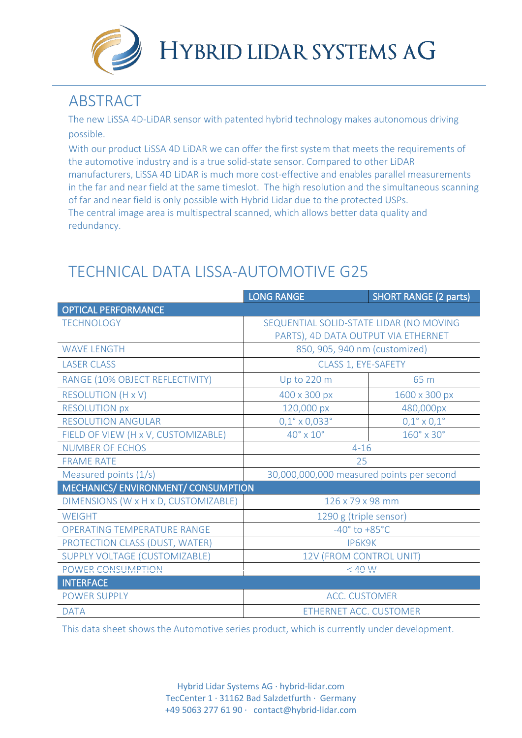# HYBRID LIDAR SYSTEMS AG

## ABSTRACT

The new LiSSA 4D-LiDAR sensor with patented hybrid technology makes autonomous driving possible.

With our product LiSSA 4D LiDAR we can offer the first system that meets the requirements of the automotive industry and is a true solid-state sensor. Compared to other LiDAR manufacturers, LiSSA 4D LiDAR is much more cost-effective and enables parallel measurements in the far and near field at the same timeslot. The high resolution and the simultaneous scanning of far and near field is only possible with Hybrid Lidar due to the protected USPs.
The central image area is multispectral scanned, which allows better data quality and redundancy.

## TECHNICAL DATA LISSA-AUTOMOTIVE G25

| | LONG RANGE | SHORT RANGE (2 parts) |
|---|---|---|
| **OPTICAL PERFORMANCE** | | |
| TECHNOLOGY | SEQUENTIAL SOLID-STATE LIDAR (NO MOVING PARTS), 4D DATA OUTPUT VIA ETHERNET | |
| WAVE LENGTH | 850, 905, 940 nm (customized) | |
| LASER CLASS | CLASS 1, EYE-SAFETY | |
| RANGE (10% OBJECT REFLECTIVITY) | Up to 220 m | 65 m |
| RESOLUTION (H x V) | 400 x 300 px | 1600 x 300 px |
| RESOLUTION px | 120,000 px | 480,000px |
| RESOLUTION ANGULAR | 0,1° x 0,033° | 0,1° x 0,1° |
| FIELD OF VIEW (H x V, CUSTOMIZABLE) | 40° x 10° | 160° x 30° |
| NUMBER OF ECHOS | 4-16 | |
| FRAME RATE | 25 | |
| Measured points (1/s) | 30,000,000,000 measured points per second | |
| **MECHANICS/ ENVIRONMENT/ CONSUMPTION** | | |
| DIMENSIONS (W x H x D, CUSTOMIZABLE) | 126 x 79 x 98 mm | |
| WEIGHT | 1290 g (triple sensor) | |
| OPERATING TEMPERATURE RANGE | -40° to +85°C | |
| PROTECTION CLASS (DUST, WATER) | IP6K9K | |
| SUPPLY VOLTAGE (CUSTOMIZABLE) | 12V (FROM CONTROL UNIT) | |
| POWER CONSUMPTION | < 40 W | |
| **INTERFACE** | | |
| POWER SUPPLY | ACC. CUSTOMER | |
| DATA | ETHERNET ACC. CUSTOMER | |

This data sheet shows the Automotive series product, which is currently under development.

Hybrid Lidar Systems AG · hybrid-lidar.com
TecCenter 1 · 31162 Bad Salzdetfurth · Germany
+49 5063 277 61 90 · contact@hybrid-lidar.com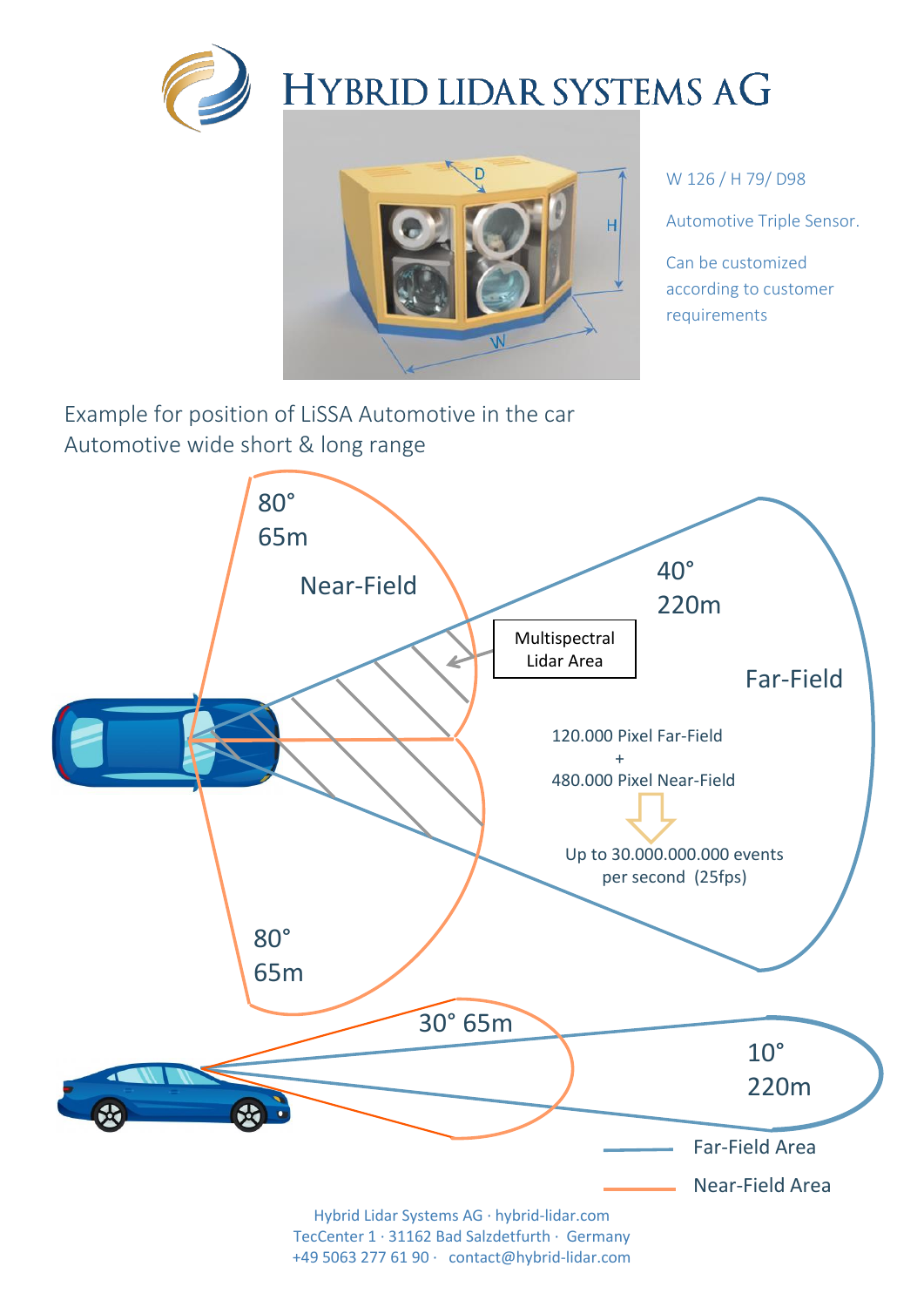# HYBRID LIDAR SYSTEMS AG

W 126 / H 79/ D98

Automotive Triple Sensor.

Can be customized according to customer requirements

Example for position of LiSSA Automotive in the car
Automotive wide short & long range

80°
65m

Near-Field

40°
220m

Multispectral Lidar Area

Far-Field

120.000 Pixel Far-Field
+
480.000 Pixel Near-Field

Up to 30.000.000.000 events per second (25fps)

80°
65m

30° 65m

10°
220m

Far-Field Area

Near-Field Area

Hybrid Lidar Systems AG · hybrid-lidar.com
TecCenter 1 · 31162 Bad Salzdetfurth · Germany
+49 5063 277 61 90 · contact@hybrid-lidar.com